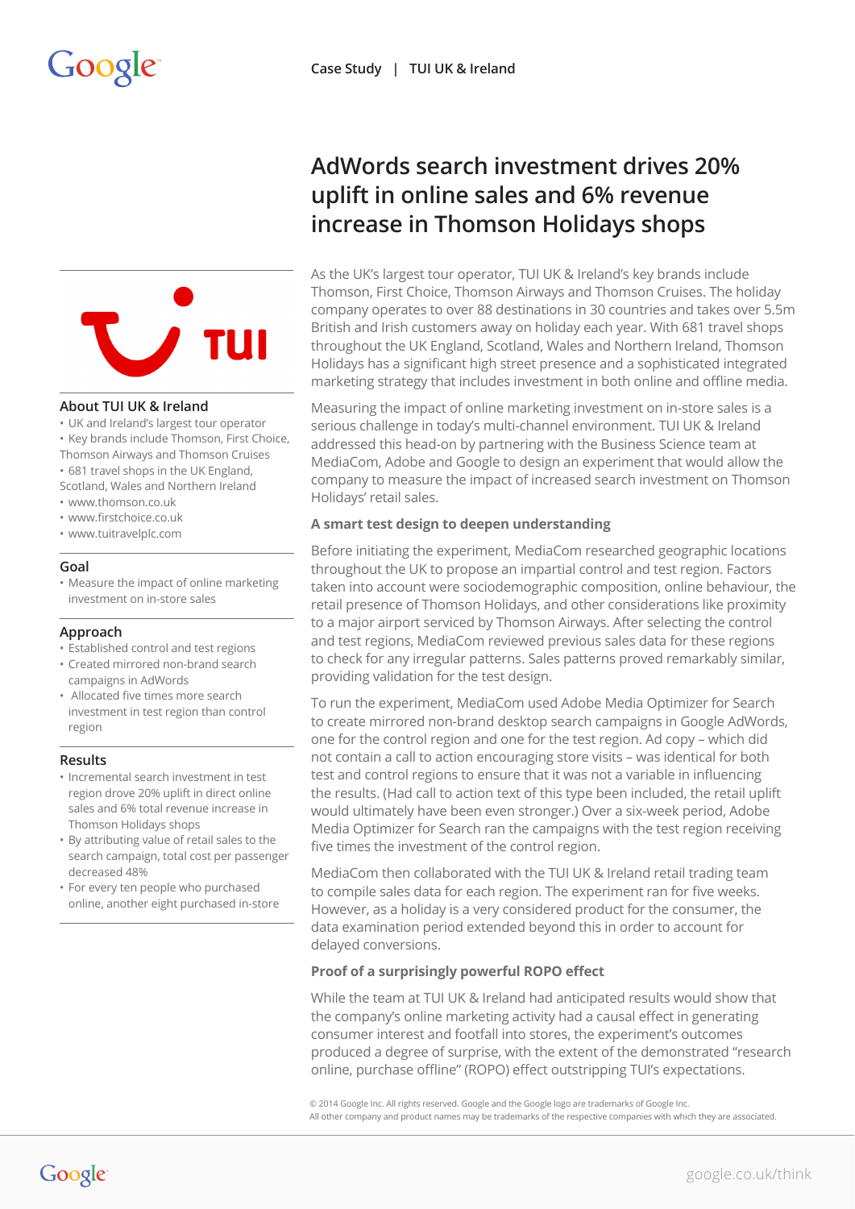Case Study | TUI UK & Ireland

# AdWords search investment drives 20% uplift in online sales and 6% revenue increase in Thomson Holidays shops

### About TUI UK & Ireland

- UK and Ireland's largest tour operator
- Key brands include Thomson, First Choice, Thomson Airways and Thomson Cruises
- 681 travel shops in the UK England, Scotland, Wales and Northern Ireland
- www.thomson.co.uk
- www.firstchoice.co.uk
- www.tuitravelplc.com

### Goal

- Measure the impact of online marketing investment on in-store sales

### Approach

- Established control and test regions
- Created mirrored non-brand search campaigns in AdWords
- Allocated five times more search investment in test region than control region

### Results

- Incremental search investment in test region drove 20% uplift in direct online sales and 6% total revenue increase in Thomson Holidays shops
- By attributing value of retail sales to the search campaign, total cost per passenger decreased 48%
- For every ten people who purchased online, another eight purchased in-store

As the UK's largest tour operator, TUI UK & Ireland's key brands include Thomson, First Choice, Thomson Airways and Thomson Cruises. The holiday company operates to over 88 destinations in 30 countries and takes over 5.5m British and Irish customers away on holiday each year. With 681 travel shops throughout the UK England, Scotland, Wales and Northern Ireland, Thomson Holidays has a significant high street presence and a sophisticated integrated marketing strategy that includes investment in both online and offline media.

Measuring the impact of online marketing investment on in-store sales is a serious challenge in today's multi-channel environment. TUI UK & Ireland addressed this head-on by partnering with the Business Science team at MediaCom, Adobe and Google to design an experiment that would allow the company to measure the impact of increased search investment on Thomson Holidays' retail sales.

### A smart test design to deepen understanding

Before initiating the experiment, MediaCom researched geographic locations throughout the UK to propose an impartial control and test region. Factors taken into account were sociodemographic composition, online behaviour, the retail presence of Thomson Holidays, and other considerations like proximity to a major airport serviced by Thomson Airways. After selecting the control and test regions, MediaCom reviewed previous sales data for these regions to check for any irregular patterns. Sales patterns proved remarkably similar, providing validation for the test design.

To run the experiment, MediaCom used Adobe Media Optimizer for Search to create mirrored non-brand desktop search campaigns in Google AdWords, one for the control region and one for the test region. Ad copy – which did not contain a call to action encouraging store visits – was identical for both test and control regions to ensure that it was not a variable in influencing the results. (Had call to action text of this type been included, the retail uplift would ultimately have been even stronger.) Over a six-week period, Adobe Media Optimizer for Search ran the campaigns with the test region receiving five times the investment of the control region.

MediaCom then collaborated with the TUI UK & Ireland retail trading team to compile sales data for each region. The experiment ran for five weeks. However, as a holiday is a very considered product for the consumer, the data examination period extended beyond this in order to account for delayed conversions.

### Proof of a surprisingly powerful ROPO effect

While the team at TUI UK & Ireland had anticipated results would show that the company's online marketing activity had a causal effect in generating consumer interest and footfall into stores, the experiment's outcomes produced a degree of surprise, with the extent of the demonstrated "research online, purchase offline" (ROPO) effect outstripping TUI's expectations.

© 2014 Google Inc. All rights reserved. Google and the Google logo are trademarks of Google Inc.
All other company and product names may be trademarks of the respective companies with which they are associated.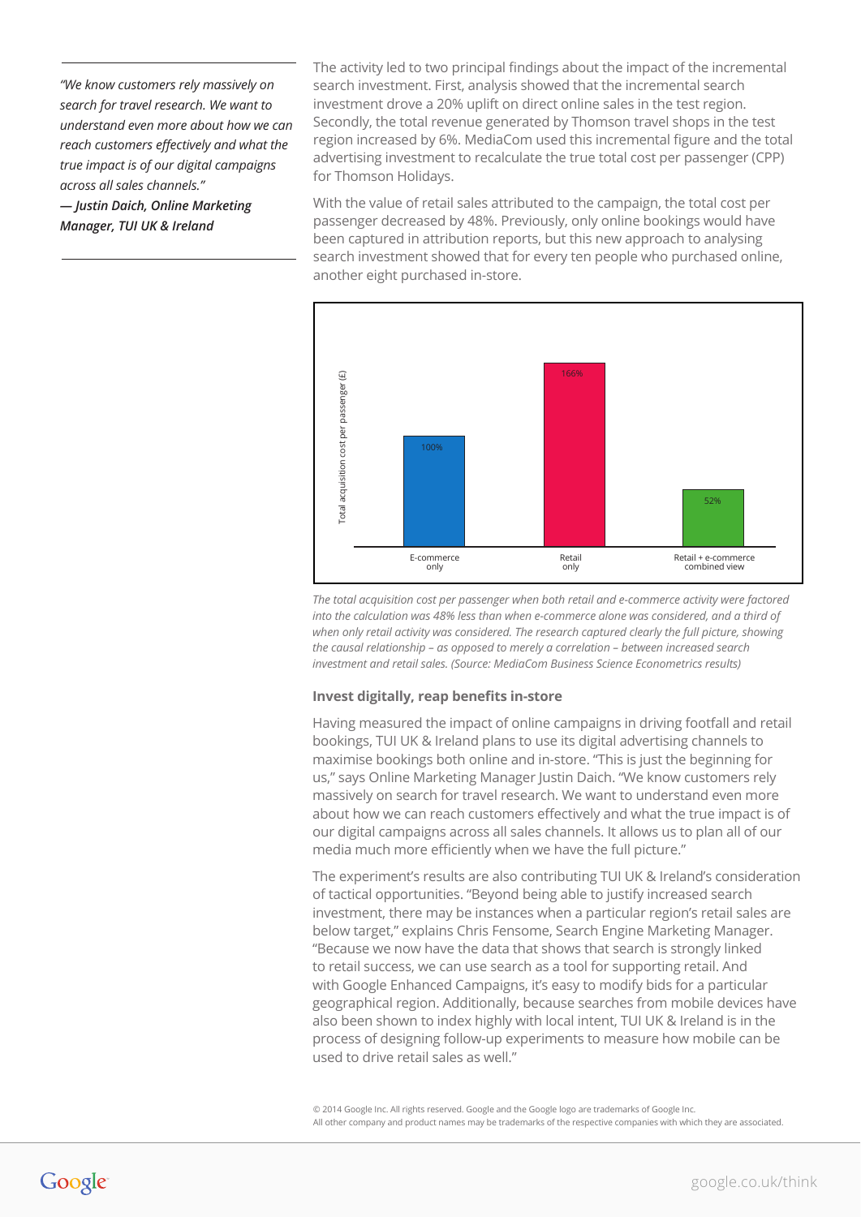> *"We know customers rely massively on search for travel research. We want to understand even more about how we can reach customers effectively and what the true impact is of our digital campaigns across all sales channels."*
> ***— Justin Daich, Online Marketing Manager, TUI UK & Ireland***

The activity led to two principal findings about the impact of the incremental search investment. First, analysis showed that the incremental search investment drove a 20% uplift on direct online sales in the test region. Secondly, the total revenue generated by Thomson travel shops in the test region increased by 6%. MediaCom used this incremental figure and the total advertising investment to recalculate the true total cost per passenger (CPP) for Thomson Holidays.

With the value of retail sales attributed to the campaign, the total cost per passenger decreased by 48%. Previously, only online bookings would have been captured in attribution reports, but this new approach to analysing search investment showed that for every ten people who purchased online, another eight purchased in-store.

Total acquisition cost per passenger (£)

100%

166%

52%

E-commerce only

Retail only

Retail + e-commerce combined view

*The total acquisition cost per passenger when both retail and e-commerce activity were factored into the calculation was 48% less than when e-commerce alone was considered, and a third of when only retail activity was considered. The research captured clearly the full picture, showing the causal relationship – as opposed to merely a correlation – between increased search investment and retail sales. (Source: MediaCom Business Science Econometrics results)*

### Invest digitally, reap benefits in-store

Having measured the impact of online campaigns in driving footfall and retail bookings, TUI UK & Ireland plans to use its digital advertising channels to maximise bookings both online and in-store. "This is just the beginning for us," says Online Marketing Manager Justin Daich. "We know customers rely massively on search for travel research. We want to understand even more about how we can reach customers effectively and what the true impact is of our digital campaigns across all sales channels. It allows us to plan all of our media much more efficiently when we have the full picture."

The experiment's results are also contributing TUI UK & Ireland's consideration of tactical opportunities. "Beyond being able to justify increased search investment, there may be instances when a particular region's retail sales are below target," explains Chris Fensome, Search Engine Marketing Manager. "Because we now have the data that shows that search is strongly linked to retail success, we can use search as a tool for supporting retail. And with Google Enhanced Campaigns, it's easy to modify bids for a particular geographical region. Additionally, because searches from mobile devices have also been shown to index highly with local intent, TUI UK & Ireland is in the process of designing follow-up experiments to measure how mobile can be used to drive retail sales as well."

© 2014 Google Inc. All rights reserved. Google and the Google logo are trademarks of Google Inc.
All other company and product names may be trademarks of the respective companies with which they are associated.